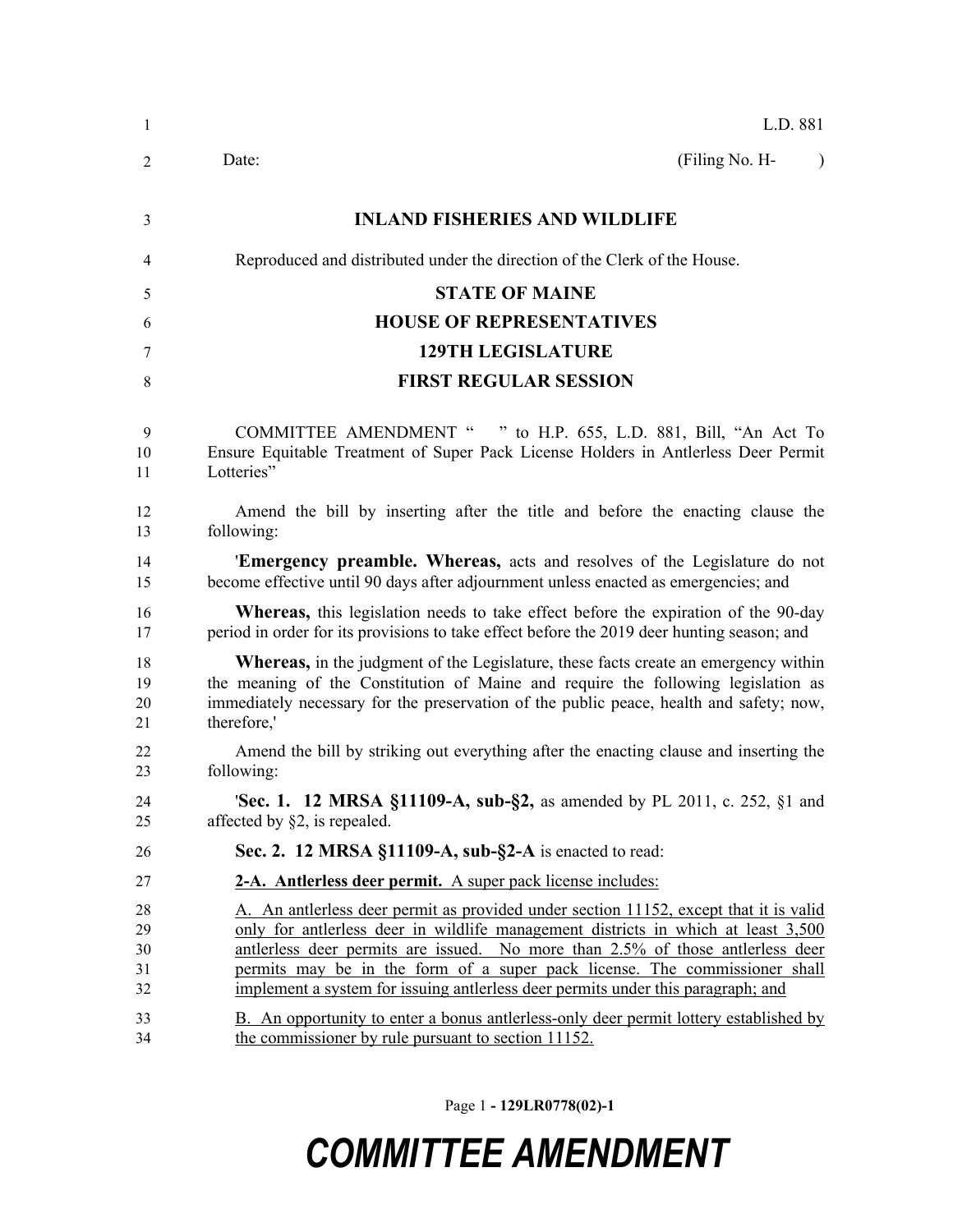L.D. 881

Date: (Filing No. H- )

# INLAND FISHERIES AND WILDLIFE

Reproduced and distributed under the direction of the Clerk of the House.

## STATE OF MAINE
## HOUSE OF REPRESENTATIVES
## 129TH LEGISLATURE
## FIRST REGULAR SESSION

COMMITTEE AMENDMENT " " to H.P. 655, L.D. 881, Bill, "An Act To Ensure Equitable Treatment of Super Pack License Holders in Antlerless Deer Permit Lotteries"

Amend the bill by inserting after the title and before the enacting clause the following:

'**Emergency preamble. Whereas,** acts and resolves of the Legislature do not become effective until 90 days after adjournment unless enacted as emergencies; and

**Whereas,** this legislation needs to take effect before the expiration of the 90-day period in order for its provisions to take effect before the 2019 deer hunting season; and

**Whereas,** in the judgment of the Legislature, these facts create an emergency within the meaning of the Constitution of Maine and require the following legislation as immediately necessary for the preservation of the public peace, health and safety; now, therefore,'

Amend the bill by striking out everything after the enacting clause and inserting the following:

'**Sec. 1. 12 MRSA §11109-A, sub-§2,** as amended by PL 2011, c. 252, §1 and affected by §2, is repealed.

**Sec. 2. 12 MRSA §11109-A, sub-§2-A** is enacted to read:

**2-A. Antlerless deer permit.** A super pack license includes:

A. An antlerless deer permit as provided under section 11152, except that it is valid only for antlerless deer in wildlife management districts in which at least 3,500 antlerless deer permits are issued. No more than 2.5% of those antlerless deer permits may be in the form of a super pack license. The commissioner shall implement a system for issuing antlerless deer permits under this paragraph; and

B. An opportunity to enter a bonus antlerless-only deer permit lottery established by the commissioner by rule pursuant to section 11152.

Page 1 - 129LR0778(02)-1

**COMMITTEE AMENDMENT**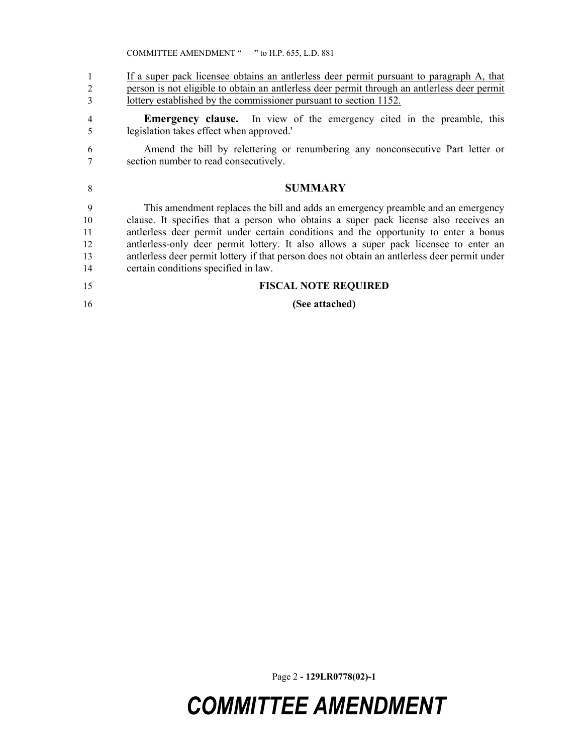If a super pack licensee obtains an antlerless deer permit pursuant to paragraph A, that person is not eligible to obtain an antlerless deer permit through an antlerless deer permit lottery established by the commissioner pursuant to section 1152.

**Emergency clause.** In view of the emergency cited in the preamble, this legislation takes effect when approved.'

Amend the bill by relettering or renumbering any nonconsecutive Part letter or section number to read consecutively.

## SUMMARY

This amendment replaces the bill and adds an emergency preamble and an emergency clause. It specifies that a person who obtains a super pack license also receives an antlerless deer permit under certain conditions and the opportunity to enter a bonus antlerless-only deer permit lottery. It also allows a super pack licensee to enter an antlerless deer permit lottery if that person does not obtain an antlerless deer permit under certain conditions specified in law.

**FISCAL NOTE REQUIRED**

**(See attached)**

# COMMITTEE AMENDMENT